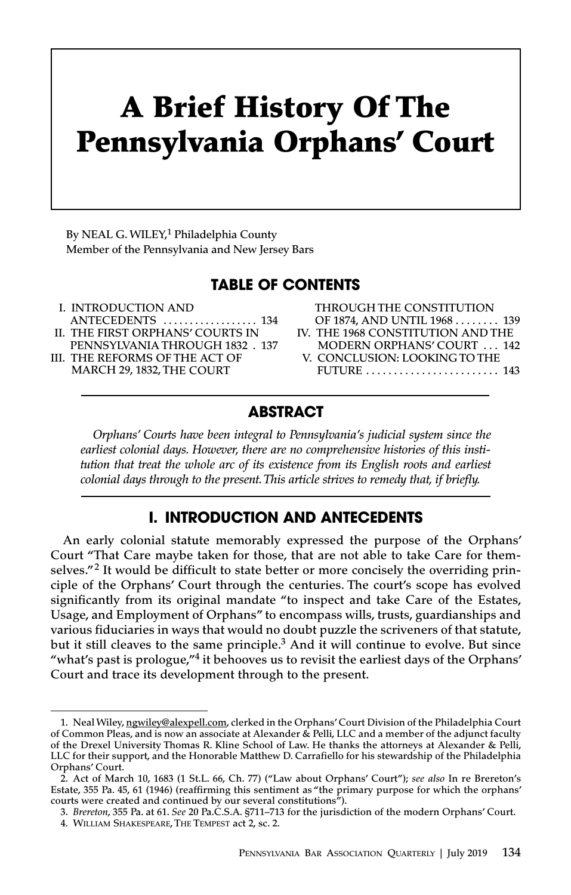# A Brief History Of The Pennsylvania Orphans' Court

By NEAL G. WILEY,[1] Philadelphia County
Member of the Pennsylvania and New Jersey Bars

## TABLE OF CONTENTS

I. INTRODUCTION AND ANTECEDENTS .................. 134
II. THE FIRST ORPHANS' COURTS IN PENNSYLVANIA THROUGH 1832 . 137
III. THE REFORMS OF THE ACT OF MARCH 29, 1832, THE COURT THROUGH THE CONSTITUTION OF 1874, AND UNTIL 1968 ........ 139
IV. THE 1968 CONSTITUTION AND THE MODERN ORPHANS' COURT ... 142
V. CONCLUSION: LOOKING TO THE FUTURE ........................ 143

## ABSTRACT

*Orphans' Courts have been integral to Pennsylvania's judicial system since the earliest colonial days. However, there are no comprehensive histories of this institution that treat the whole arc of its existence from its English roots and earliest colonial days through to the present. This article strives to remedy that, if briefly.*

## I. INTRODUCTION AND ANTECEDENTS

An early colonial statute memorably expressed the purpose of the Orphans' Court "That Care maybe taken for those, that are not able to take Care for themselves."[2] It would be difficult to state better or more concisely the overriding principle of the Orphans' Court through the centuries. The court's scope has evolved significantly from its original mandate "to inspect and take Care of the Estates, Usage, and Employment of Orphans" to encompass wills, trusts, guardianships and various fiduciaries in ways that would no doubt puzzle the scriveners of that statute, but it still cleaves to the same principle.[3] And it will continue to evolve. But since "what's past is prologue,"[4] it behooves us to revisit the earliest days of the Orphans' Court and trace its development through to the present.

---

1. Neal Wiley, ngwiley@alexpell.com, clerked in the Orphans' Court Division of the Philadelphia Court of Common Pleas, and is now an associate at Alexander & Pelli, LLC and a member of the adjunct faculty of the Drexel University Thomas R. Kline School of Law. He thanks the attorneys at Alexander & Pelli, LLC for their support, and the Honorable Matthew D. Carrafiello for his stewardship of the Philadelphia Orphans' Court.

2. Act of March 10, 1683 (1 St.L. 66, Ch. 77) ("Law about Orphans' Court"); *see also* In re Brereton's Estate, 355 Pa. 45, 61 (1946) (reaffirming this sentiment as "the primary purpose for which the orphans' courts were created and continued by our several constitutions").

3. *Brereton*, 355 Pa. at 61. *See* 20 Pa.C.S.A. §711–713 for the jurisdiction of the modern Orphans' Court.

4. WILLIAM SHAKESPEARE, THE TEMPEST act 2, sc. 2.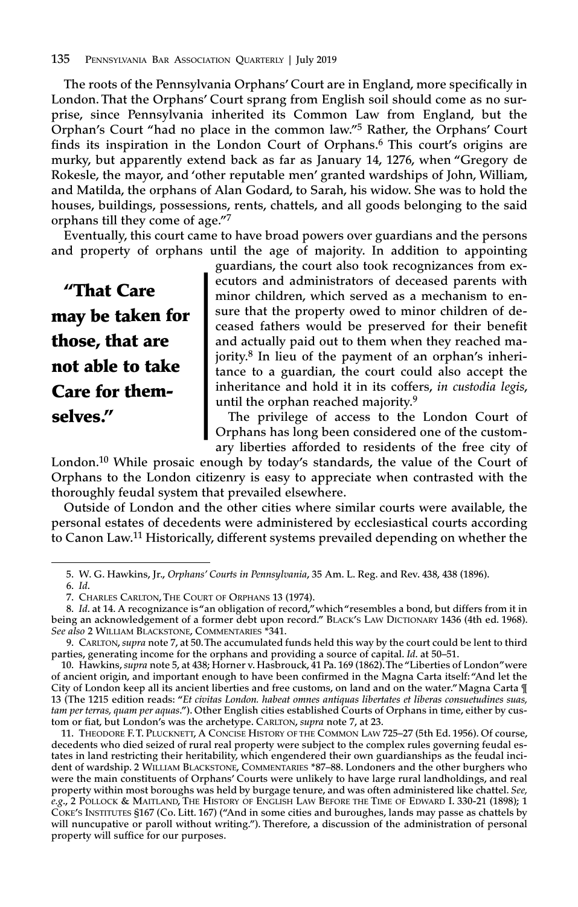The roots of the Pennsylvania Orphans' Court are in England, more specifically in London. That the Orphans' Court sprang from English soil should come as no surprise, since Pennsylvania inherited its Common Law from England, but the Orphan's Court "had no place in the common law."[5] Rather, the Orphans' Court finds its inspiration in the London Court of Orphans.[6] This court's origins are murky, but apparently extend back as far as January 14, 1276, when "Gregory de Rokesle, the mayor, and 'other reputable men' granted wardships of John, William, and Matilda, the orphans of Alan Godard, to Sarah, his widow. She was to hold the houses, buildings, possessions, rents, chattels, and all goods belonging to the said orphans till they come of age."[7]

Eventually, this court came to have broad powers over guardians and the persons and property of orphans until the age of majority. In addition to appointing guardians, the court also took recognizances from executors and administrators of deceased parents with minor children, which served as a mechanism to ensure that the property owed to minor children of deceased fathers would be preserved for their benefit and actually paid out to them when they reached majority.[8] In lieu of the payment of an orphan's inheritance to a guardian, the court could also accept the inheritance and hold it in its coffers, *in custodia legis*, until the orphan reached majority.[9]

> **"That Care may be taken for those, that are not able to take Care for themselves."**

The privilege of access to the London Court of Orphans has long been considered one of the customary liberties afforded to residents of the free city of London.[10] While prosaic enough by today's standards, the value of the Court of Orphans to the London citizenry is easy to appreciate when contrasted with the thoroughly feudal system that prevailed elsewhere.

Outside of London and the other cities where similar courts were available, the personal estates of decedents were administered by ecclesiastical courts according to Canon Law.[11] Historically, different systems prevailed depending on whether the

---

5. W. G. Hawkins, Jr., *Orphans' Courts in Pennsylvania*, 35 Am. L. Reg. and Rev. 438, 438 (1896).

6. *Id*.

7. Charles Carlton, The Court of Orphans 13 (1974).

8. *Id*. at 14. A recognizance is "an obligation of record," which "resembles a bond, but differs from it in being an acknowledgement of a former debt upon record." Black's Law Dictionary 1436 (4th ed. 1968). *See also* 2 William Blackstone, Commentaries *341.

9. Carlton, *supra* note 7, at 50. The accumulated funds held this way by the court could be lent to third parties, generating income for the orphans and providing a source of capital. *Id*. at 50–51.

10. Hawkins, *supra* note 5, at 438; Horner v. Hasbrouck, 41 Pa. 169 (1862). The "Liberties of London" were of ancient origin, and important enough to have been confirmed in the Magna Carta itself: "And let the City of London keep all its ancient liberties and free customs, on land and on the water." Magna Carta ¶ 13 (The 1215 edition reads: "*Et civitas London. habeat omnes antiquas libertates et liberas consuetudines suas, tam per terras, quam per aquas*."). Other English cities established Courts of Orphans in time, either by custom or fiat, but London's was the archetype. Carlton, *supra* note 7, at 23.

11. Theodore F. T. Plucknett, A Concise History of the Common Law 725–27 (5th Ed. 1956). Of course, decedents who died seized of rural real property were subject to the complex rules governing feudal estates in land restricting their heritability, which engendered their own guardianships as the feudal incident of wardship. 2 William Blackstone, Commentaries *87–88. Londoners and the other burghers who were the main constituents of Orphans' Courts were unlikely to have large rural landholdings, and real property within most boroughs was held by burgage tenure, and was often administered like chattel. *See, e.g.*, 2 Pollock & Maitland, The History of English Law Before the Time of Edward I. 330-21 (1898); 1 Coke's Institutes §167 (Co. Litt. 167) ("And in some cities and buroughes, lands may passe as chattels by will nuncupative or paroll without writing."). Therefore, a discussion of the administration of personal property will suffice for our purposes.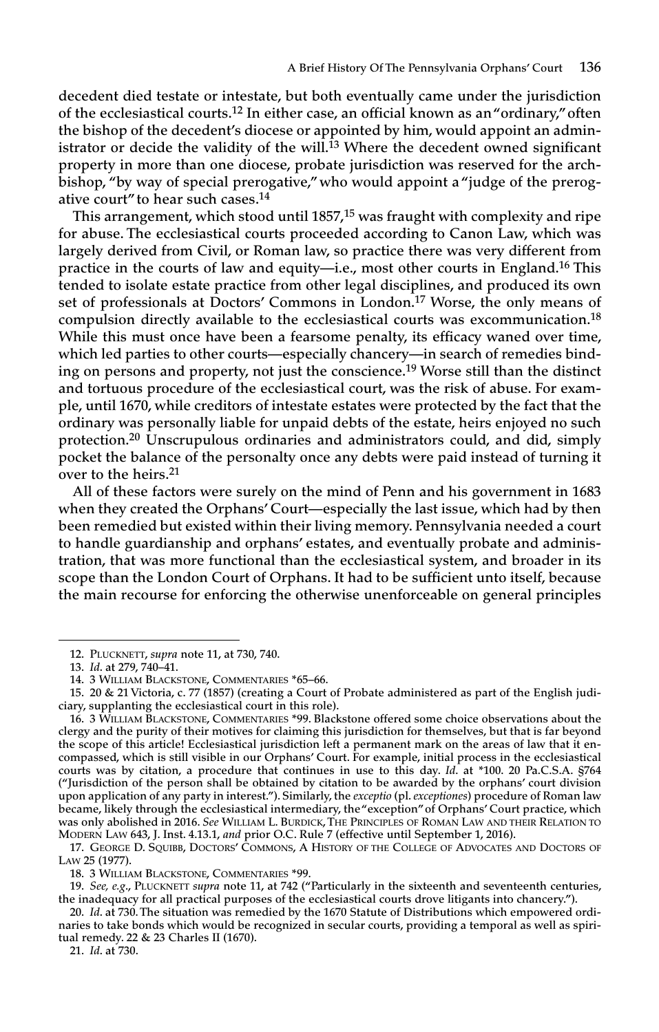decedent died testate or intestate, but both eventually came under the jurisdiction of the ecclesiastical courts.[12] In either case, an official known as an "ordinary," often the bishop of the decedent's diocese or appointed by him, would appoint an administrator or decide the validity of the will.[13] Where the decedent owned significant property in more than one diocese, probate jurisdiction was reserved for the archbishop, "by way of special prerogative," who would appoint a "judge of the prerogative court" to hear such cases.[14]

This arrangement, which stood until 1857,[15] was fraught with complexity and ripe for abuse. The ecclesiastical courts proceeded according to Canon Law, which was largely derived from Civil, or Roman law, so practice there was very different from practice in the courts of law and equity—i.e., most other courts in England.[16] This tended to isolate estate practice from other legal disciplines, and produced its own set of professionals at Doctors' Commons in London.[17] Worse, the only means of compulsion directly available to the ecclesiastical courts was excommunication.[18] While this must once have been a fearsome penalty, its efficacy waned over time, which led parties to other courts—especially chancery—in search of remedies binding on persons and property, not just the conscience.[19] Worse still than the distinct and tortuous procedure of the ecclesiastical court, was the risk of abuse. For example, until 1670, while creditors of intestate estates were protected by the fact that the ordinary was personally liable for unpaid debts of the estate, heirs enjoyed no such protection.[20] Unscrupulous ordinaries and administrators could, and did, simply pocket the balance of the personalty once any debts were paid instead of turning it over to the heirs.[21]

All of these factors were surely on the mind of Penn and his government in 1683 when they created the Orphans' Court—especially the last issue, which had by then been remedied but existed within their living memory. Pennsylvania needed a court to handle guardianship and orphans' estates, and eventually probate and administration, that was more functional than the ecclesiastical system, and broader in its scope than the London Court of Orphans. It had to be sufficient unto itself, because the main recourse for enforcing the otherwise unenforceable on general principles

---

12. PLUCKNETT, *supra* note 11, at 730, 740.

13. *Id*. at 279, 740–41.

14. 3 WILLIAM BLACKSTONE, COMMENTARIES *65–66.

15. 20 & 21 Victoria, c. 77 (1857) (creating a Court of Probate administered as part of the English judiciary, supplanting the ecclesiastical court in this role).

16. 3 WILLIAM BLACKSTONE, COMMENTARIES *99. Blackstone offered some choice observations about the clergy and the purity of their motives for claiming this jurisdiction for themselves, but that is far beyond the scope of this article! Ecclesiastical jurisdiction left a permanent mark on the areas of law that it encompassed, which is still visible in our Orphans' Court. For example, initial process in the ecclesiastical courts was by citation, a procedure that continues in use to this day. *Id*. at *100. 20 Pa.C.S.A. §764 ("Jurisdiction of the person shall be obtained by citation to be awarded by the orphans' court division upon application of any party in interest."). Similarly, the *exceptio* (pl. *exceptiones*) procedure of Roman law became, likely through the ecclesiastical intermediary, the "exception" of Orphans' Court practice, which was only abolished in 2016. *See* WILLIAM L. BURDICK, THE PRINCIPLES OF ROMAN LAW AND THEIR RELATION TO MODERN LAW 643, J. Inst. 4.13.1, *and* prior O.C. Rule 7 (effective until September 1, 2016).

17. GEORGE D. SQUIBB, DOCTORS' COMMONS, A HISTORY OF THE COLLEGE OF ADVOCATES AND DOCTORS OF LAW 25 (1977).

18. 3 WILLIAM BLACKSTONE, COMMENTARIES *99.

19. *See, e.g.*, PLUCKNETT *supra* note 11, at 742 ("Particularly in the sixteenth and seventeenth centuries, the inadequacy for all practical purposes of the ecclesiastical courts drove litigants into chancery.").

20. *Id*. at 730. The situation was remedied by the 1670 Statute of Distributions which empowered ordinaries to take bonds which would be recognized in secular courts, providing a temporal as well as spiritual remedy. 22 & 23 Charles II (1670).

21. *Id*. at 730.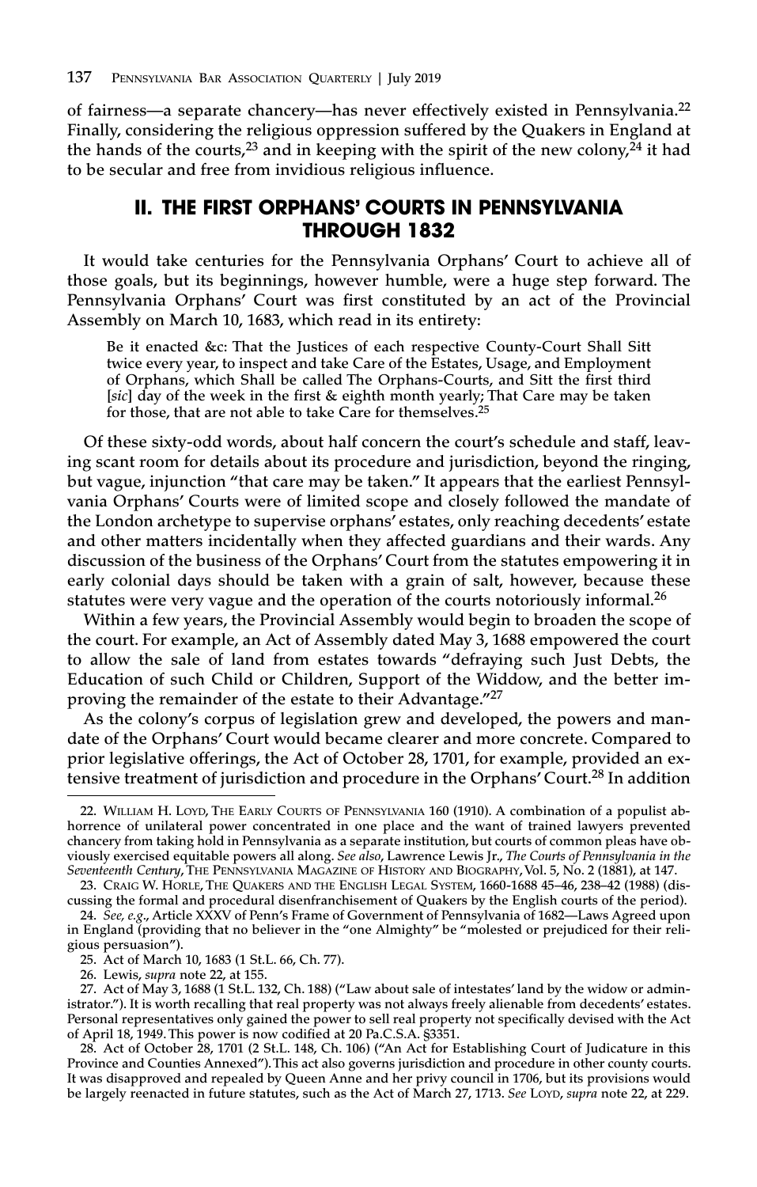of fairness—a separate chancery—has never effectively existed in Pennsylvania.[22] Finally, considering the religious oppression suffered by the Quakers in England at the hands of the courts,[23] and in keeping with the spirit of the new colony,[24] it had to be secular and free from invidious religious influence.

## II. THE FIRST ORPHANS' COURTS IN PENNSYLVANIA THROUGH 1832

It would take centuries for the Pennsylvania Orphans' Court to achieve all of those goals, but its beginnings, however humble, were a huge step forward. The Pennsylvania Orphans' Court was first constituted by an act of the Provincial Assembly on March 10, 1683, which read in its entirety:

> Be it enacted &c: That the Justices of each respective County-Court Shall Sitt twice every year, to inspect and take Care of the Estates, Usage, and Employment of Orphans, which Shall be called The Orphans-Courts, and Sitt the first third [*sic*] day of the week in the first & eighth month yearly; That Care may be taken for those, that are not able to take Care for themselves.[25]

Of these sixty-odd words, about half concern the court's schedule and staff, leaving scant room for details about its procedure and jurisdiction, beyond the ringing, but vague, injunction "that care may be taken." It appears that the earliest Pennsylvania Orphans' Courts were of limited scope and closely followed the mandate of the London archetype to supervise orphans' estates, only reaching decedents' estate and other matters incidentally when they affected guardians and their wards. Any discussion of the business of the Orphans' Court from the statutes empowering it in early colonial days should be taken with a grain of salt, however, because these statutes were very vague and the operation of the courts notoriously informal.[26]

Within a few years, the Provincial Assembly would begin to broaden the scope of the court. For example, an Act of Assembly dated May 3, 1688 empowered the court to allow the sale of land from estates towards "defraying such Just Debts, the Education of such Child or Children, Support of the Widdow, and the better improving the remainder of the estate to their Advantage."[27]

As the colony's corpus of legislation grew and developed, the powers and mandate of the Orphans' Court would became clearer and more concrete. Compared to prior legislative offerings, the Act of October 28, 1701, for example, provided an extensive treatment of jurisdiction and procedure in the Orphans' Court.[28] In addition

---

22. William H. Loyd, The Early Courts of Pennsylvania 160 (1910). A combination of a populist abhorrence of unilateral power concentrated in one place and the want of trained lawyers prevented chancery from taking hold in Pennsylvania as a separate institution, but courts of common pleas have obviously exercised equitable powers all along. *See also*, Lawrence Lewis Jr., *The Courts of Pennsylvania in the Seventeenth Century*, The Pennsylvania Magazine of History and Biography, Vol. 5, No. 2 (1881), at 147.

23. Craig W. Horle, The Quakers and the English Legal System, 1660-1688 45–46, 238–42 (1988) (discussing the formal and procedural disenfranchisement of Quakers by the English courts of the period).

24. *See, e.g.*, Article XXXV of Penn's Frame of Government of Pennsylvania of 1682—Laws Agreed upon in England (providing that no believer in the "one Almighty" be "molested or prejudiced for their religious persuasion").

25. Act of March 10, 1683 (1 St.L. 66, Ch. 77).

26. Lewis, *supra* note 22, at 155.

27. Act of May 3, 1688 (1 St.L. 132, Ch. 188) ("Law about sale of intestates' land by the widow or administrator."). It is worth recalling that real property was not always freely alienable from decedents' estates. Personal representatives only gained the power to sell real property not specifically devised with the Act of April 18, 1949. This power is now codified at 20 Pa.C.S.A. §3351.

28. Act of October 28, 1701 (2 St.L. 148, Ch. 106) ("An Act for Establishing Court of Judicature in this Province and Counties Annexed"). This act also governs jurisdiction and procedure in other county courts. It was disapproved and repealed by Queen Anne and her privy council in 1706, but its provisions would be largely reenacted in future statutes, such as the Act of March 27, 1713. *See* Loyd, *supra* note 22, at 229.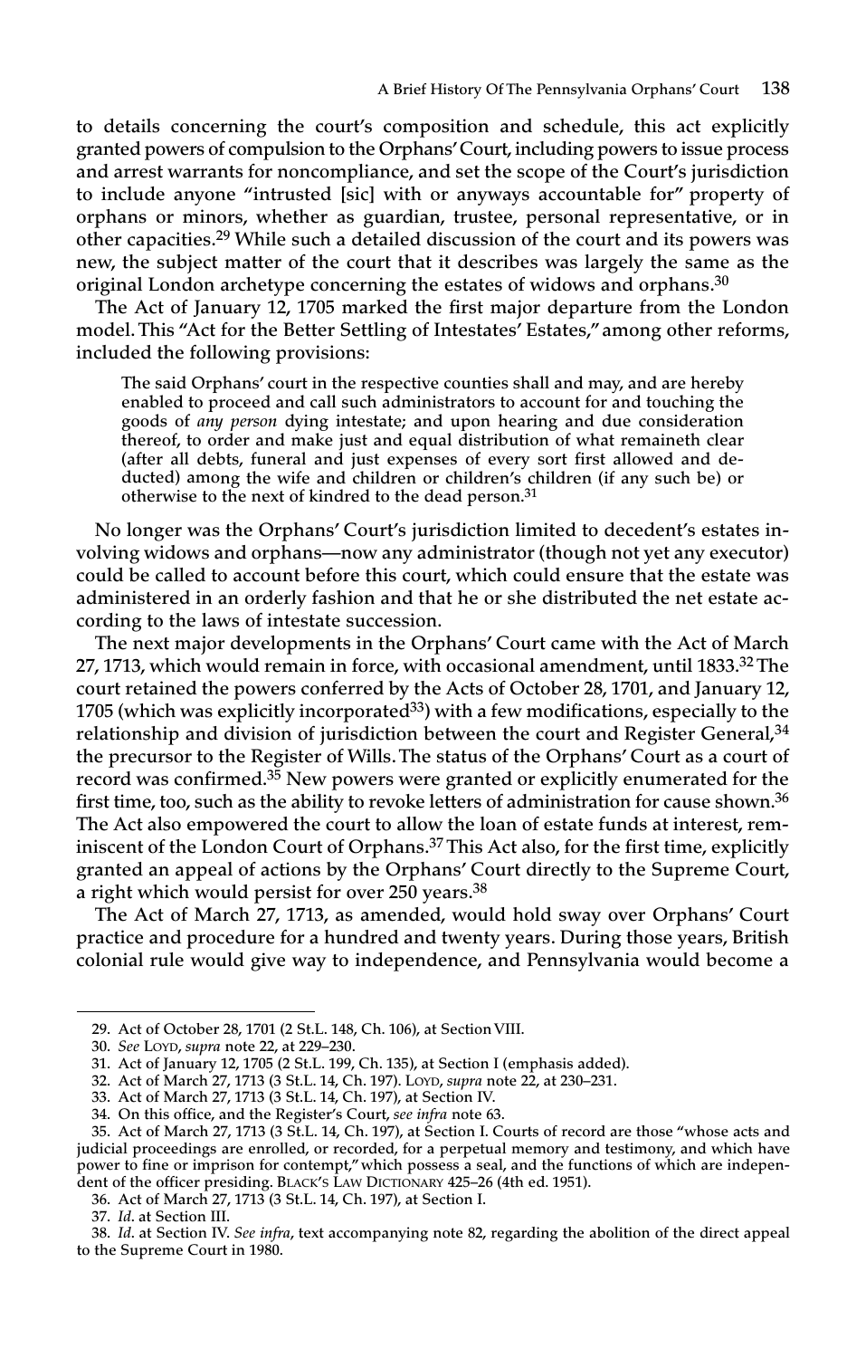to details concerning the court's composition and schedule, this act explicitly granted powers of compulsion to the Orphans' Court, including powers to issue process and arrest warrants for noncompliance, and set the scope of the Court's jurisdiction to include anyone "intrusted [sic] with or anyways accountable for" property of orphans or minors, whether as guardian, trustee, personal representative, or in other capacities.[29] While such a detailed discussion of the court and its powers was new, the subject matter of the court that it describes was largely the same as the original London archetype concerning the estates of widows and orphans.[30]

The Act of January 12, 1705 marked the first major departure from the London model. This "Act for the Better Settling of Intestates' Estates," among other reforms, included the following provisions:

> The said Orphans' court in the respective counties shall and may, and are hereby enabled to proceed and call such administrators to account for and touching the goods of *any person* dying intestate; and upon hearing and due consideration thereof, to order and make just and equal distribution of what remaineth clear (after all debts, funeral and just expenses of every sort first allowed and deducted) among the wife and children or children's children (if any such be) or otherwise to the next of kindred to the dead person.[31]

No longer was the Orphans' Court's jurisdiction limited to decedent's estates involving widows and orphans—now any administrator (though not yet any executor) could be called to account before this court, which could ensure that the estate was administered in an orderly fashion and that he or she distributed the net estate according to the laws of intestate succession.

The next major developments in the Orphans' Court came with the Act of March 27, 1713, which would remain in force, with occasional amendment, until 1833.[32] The court retained the powers conferred by the Acts of October 28, 1701, and January 12, 1705 (which was explicitly incorporated[33]) with a few modifications, especially to the relationship and division of jurisdiction between the court and Register General,[34] the precursor to the Register of Wills. The status of the Orphans' Court as a court of record was confirmed.[35] New powers were granted or explicitly enumerated for the first time, too, such as the ability to revoke letters of administration for cause shown.[36] The Act also empowered the court to allow the loan of estate funds at interest, reminiscent of the London Court of Orphans.[37] This Act also, for the first time, explicitly granted an appeal of actions by the Orphans' Court directly to the Supreme Court, a right which would persist for over 250 years.[38]

The Act of March 27, 1713, as amended, would hold sway over Orphans' Court practice and procedure for a hundred and twenty years. During those years, British colonial rule would give way to independence, and Pennsylvania would become a

---

29. Act of October 28, 1701 (2 St.L. 148, Ch. 106), at Section VIII.

30. *See* Loyd, *supra* note 22, at 229–230.

31. Act of January 12, 1705 (2 St.L. 199, Ch. 135), at Section I (emphasis added).

32. Act of March 27, 1713 (3 St.L. 14, Ch. 197). Loyd, *supra* note 22, at 230–231.

33. Act of March 27, 1713 (3 St.L. 14, Ch. 197), at Section IV.

34. On this office, and the Register's Court, *see infra* note 63.

35. Act of March 27, 1713 (3 St.L. 14, Ch. 197), at Section I. Courts of record are those "whose acts and judicial proceedings are enrolled, or recorded, for a perpetual memory and testimony, and which have power to fine or imprison for contempt," which possess a seal, and the functions of which are independent of the officer presiding. Black's Law Dictionary 425–26 (4th ed. 1951).

36. Act of March 27, 1713 (3 St.L. 14, Ch. 197), at Section I.

37. *Id.* at Section III.

38. *Id.* at Section IV. *See infra*, text accompanying note 82, regarding the abolition of the direct appeal to the Supreme Court in 1980.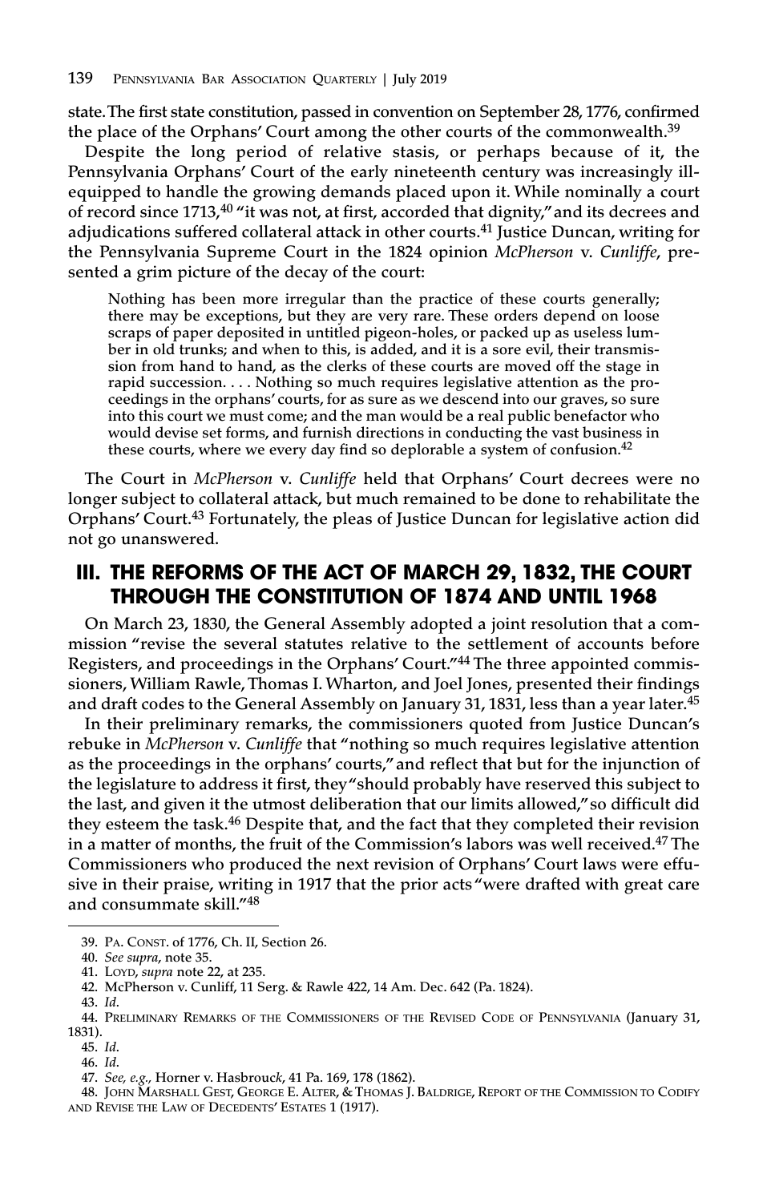state. The first state constitution, passed in convention on September 28, 1776, confirmed the place of the Orphans' Court among the other courts of the commonwealth.[39]

Despite the long period of relative stasis, or perhaps because of it, the Pennsylvania Orphans' Court of the early nineteenth century was increasingly ill-equipped to handle the growing demands placed upon it. While nominally a court of record since 1713,[40] "it was not, at first, accorded that dignity," and its decrees and adjudications suffered collateral attack in other courts.[41] Justice Duncan, writing for the Pennsylvania Supreme Court in the 1824 opinion *McPherson* v. *Cunliffe*, presented a grim picture of the decay of the court:

> Nothing has been more irregular than the practice of these courts generally; there may be exceptions, but they are very rare. These orders depend on loose scraps of paper deposited in untitled pigeon-holes, or packed up as useless lumber in old trunks; and when to this, is added, and it is a sore evil, their transmission from hand to hand, as the clerks of these courts are moved off the stage in rapid succession. . . . Nothing so much requires legislative attention as the proceedings in the orphans' courts, for as sure as we descend into our graves, so sure into this court we must come; and the man would be a real public benefactor who would devise set forms, and furnish directions in conducting the vast business in these courts, where we every day find so deplorable a system of confusion.[42]

The Court in *McPherson* v. *Cunliffe* held that Orphans' Court decrees were no longer subject to collateral attack, but much remained to be done to rehabilitate the Orphans' Court.[43] Fortunately, the pleas of Justice Duncan for legislative action did not go unanswered.

## III. THE REFORMS OF THE ACT OF MARCH 29, 1832, THE COURT THROUGH THE CONSTITUTION OF 1874 AND UNTIL 1968

On March 23, 1830, the General Assembly adopted a joint resolution that a commission "revise the several statutes relative to the settlement of accounts before Registers, and proceedings in the Orphans' Court."[44] The three appointed commissioners, William Rawle, Thomas I. Wharton, and Joel Jones, presented their findings and draft codes to the General Assembly on January 31, 1831, less than a year later.[45]

In their preliminary remarks, the commissioners quoted from Justice Duncan's rebuke in *McPherson* v. *Cunliffe* that "nothing so much requires legislative attention as the proceedings in the orphans' courts," and reflect that but for the injunction of the legislature to address it first, they "should probably have reserved this subject to the last, and given it the utmost deliberation that our limits allowed," so difficult did they esteem the task.[46] Despite that, and the fact that they completed their revision in a matter of months, the fruit of the Commission's labors was well received.[47] The Commissioners who produced the next revision of Orphans' Court laws were effusive in their praise, writing in 1917 that the prior acts "were drafted with great care and consummate skill."[48]

---

39. PA. CONST. of 1776, Ch. II, Section 26.

40. *See supra*, note 35.

41. LOYD, *supra* note 22, at 235.

42. McPherson v. Cunliff, 11 Serg. & Rawle 422, 14 Am. Dec. 642 (Pa. 1824).

43. *Id*.

44. PRELIMINARY REMARKS OF THE COMMISSIONERS OF THE REVISED CODE OF PENNSYLVANIA (January 31, 1831).

45. *Id*.

46. *Id*.

47. *See, e.g.,* Horner v. Hasbrouck, 41 Pa. 169, 178 (1862).

48. JOHN MARSHALL GEST, GEORGE E. ALTER, & THOMAS J. BALDRIGE, REPORT OF THE COMMISSION TO CODIFY AND REVISE THE LAW OF DECEDENTS' ESTATES 1 (1917).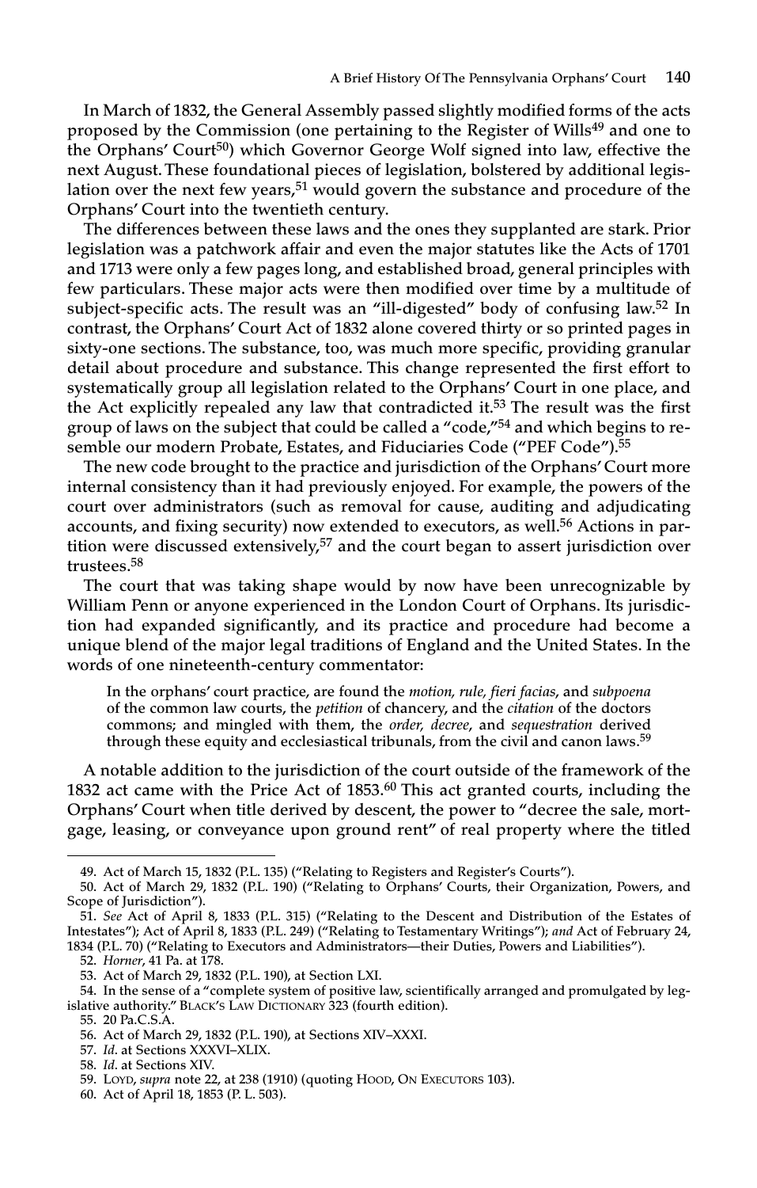In March of 1832, the General Assembly passed slightly modified forms of the acts proposed by the Commission (one pertaining to the Register of Wills[49] and one to the Orphans' Court[50]) which Governor George Wolf signed into law, effective the next August. These foundational pieces of legislation, bolstered by additional legislation over the next few years,[51] would govern the substance and procedure of the Orphans' Court into the twentieth century.

The differences between these laws and the ones they supplanted are stark. Prior legislation was a patchwork affair and even the major statutes like the Acts of 1701 and 1713 were only a few pages long, and established broad, general principles with few particulars. These major acts were then modified over time by a multitude of subject-specific acts. The result was an "ill-digested" body of confusing law.[52] In contrast, the Orphans' Court Act of 1832 alone covered thirty or so printed pages in sixty-one sections. The substance, too, was much more specific, providing granular detail about procedure and substance. This change represented the first effort to systematically group all legislation related to the Orphans' Court in one place, and the Act explicitly repealed any law that contradicted it.[53] The result was the first group of laws on the subject that could be called a "code,"[54] and which begins to resemble our modern Probate, Estates, and Fiduciaries Code ("PEF Code").[55]

The new code brought to the practice and jurisdiction of the Orphans' Court more internal consistency than it had previously enjoyed. For example, the powers of the court over administrators (such as removal for cause, auditing and adjudicating accounts, and fixing security) now extended to executors, as well.[56] Actions in partition were discussed extensively,[57] and the court began to assert jurisdiction over trustees.[58]

The court that was taking shape would by now have been unrecognizable by William Penn or anyone experienced in the London Court of Orphans. Its jurisdiction had expanded significantly, and its practice and procedure had become a unique blend of the major legal traditions of England and the United States. In the words of one nineteenth-century commentator:

> In the orphans' court practice, are found the *motion, rule, fieri facias*, and *subpoena* of the common law courts, the *petition* of chancery, and the *citation* of the doctors commons; and mingled with them, the *order, decree*, and *sequestration* derived through these equity and ecclesiastical tribunals, from the civil and canon laws.[59]

A notable addition to the jurisdiction of the court outside of the framework of the 1832 act came with the Price Act of 1853.[60] This act granted courts, including the Orphans' Court when title derived by descent, the power to "decree the sale, mortgage, leasing, or conveyance upon ground rent" of real property where the titled

---

49. Act of March 15, 1832 (P.L. 135) ("Relating to Registers and Register's Courts").

50. Act of March 29, 1832 (P.L. 190) ("Relating to Orphans' Courts, their Organization, Powers, and Scope of Jurisdiction").

51. *See* Act of April 8, 1833 (P.L. 315) ("Relating to the Descent and Distribution of the Estates of Intestates"); Act of April 8, 1833 (P.L. 249) ("Relating to Testamentary Writings"); *and* Act of February 24, 1834 (P.L. 70) ("Relating to Executors and Administrators—their Duties, Powers and Liabilities").

52. *Horner*, 41 Pa. at 178.

53. Act of March 29, 1832 (P.L. 190), at Section LXI.

54. In the sense of a "complete system of positive law, scientifically arranged and promulgated by legislative authority." BLACK'S LAW DICTIONARY 323 (fourth edition).

55. 20 Pa.C.S.A.

56. Act of March 29, 1832 (P.L. 190), at Sections XIV–XXXI.

57. *Id*. at Sections XXXVI–XLIX.

58. *Id*. at Sections XIV.

59. LOYD, *supra* note 22, at 238 (1910) (quoting HOOD, ON EXECUTORS 103).

60. Act of April 18, 1853 (P. L. 503).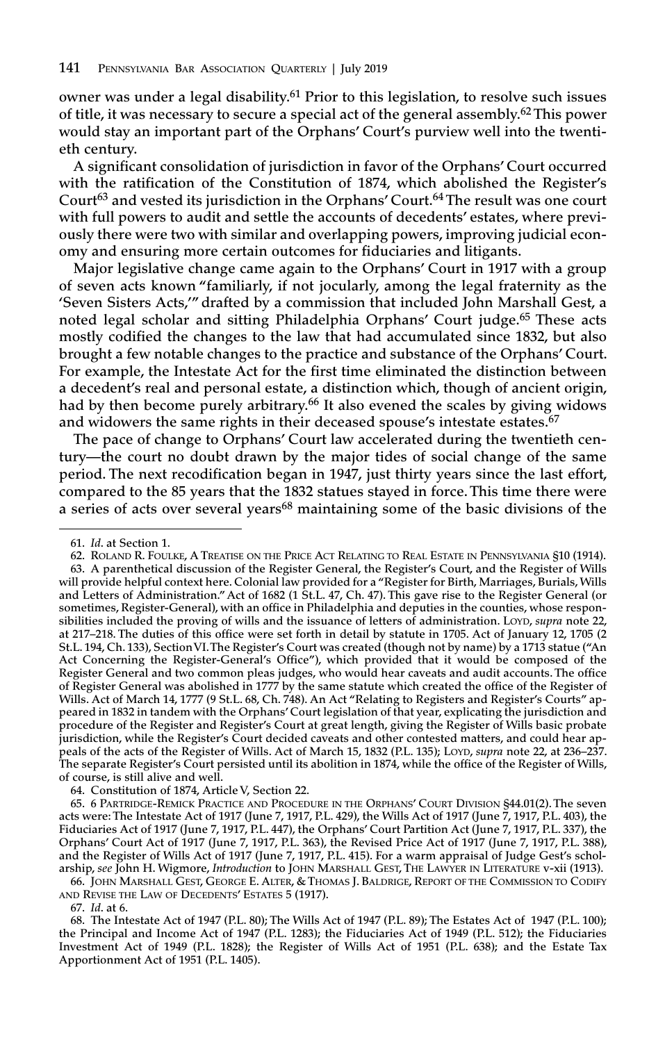owner was under a legal disability.[61] Prior to this legislation, to resolve such issues of title, it was necessary to secure a special act of the general assembly.[62] This power would stay an important part of the Orphans' Court's purview well into the twentieth century.

A significant consolidation of jurisdiction in favor of the Orphans' Court occurred with the ratification of the Constitution of 1874, which abolished the Register's Court[63] and vested its jurisdiction in the Orphans' Court.[64] The result was one court with full powers to audit and settle the accounts of decedents' estates, where previously there were two with similar and overlapping powers, improving judicial economy and ensuring more certain outcomes for fiduciaries and litigants.

Major legislative change came again to the Orphans' Court in 1917 with a group of seven acts known "familiarly, if not jocularly, among the legal fraternity as the 'Seven Sisters Acts,'" drafted by a commission that included John Marshall Gest, a noted legal scholar and sitting Philadelphia Orphans' Court judge.[65] These acts mostly codified the changes to the law that had accumulated since 1832, but also brought a few notable changes to the practice and substance of the Orphans' Court. For example, the Intestate Act for the first time eliminated the distinction between a decedent's real and personal estate, a distinction which, though of ancient origin, had by then become purely arbitrary.[66] It also evened the scales by giving widows and widowers the same rights in their deceased spouse's intestate estates.[67]

The pace of change to Orphans' Court law accelerated during the twentieth century—the court no doubt drawn by the major tides of social change of the same period. The next recodification began in 1947, just thirty years since the last effort, compared to the 85 years that the 1832 statues stayed in force. This time there were a series of acts over several years[68] maintaining some of the basic divisions of the

---

61. *Id*. at Section 1.

62. Roland R. Foulke, A Treatise on the Price Act Relating to Real Estate in Pennsylvania §10 (1914).

63. A parenthetical discussion of the Register General, the Register's Court, and the Register of Wills will provide helpful context here. Colonial law provided for a "Register for Birth, Marriages, Burials, Wills and Letters of Administration." Act of 1682 (1 St.L. 47, Ch. 47). This gave rise to the Register General (or sometimes, Register-General), with an office in Philadelphia and deputies in the counties, whose responsibilities included the proving of wills and the issuance of letters of administration. Loyd, *supra* note 22, at 217–218. The duties of this office were set forth in detail by statute in 1705. Act of January 12, 1705 (2 St.L. 194, Ch. 133), Section VI. The Register's Court was created (though not by name) by a 1713 statue ("An Act Concerning the Register-General's Office"), which provided that it would be composed of the Register General and two common pleas judges, who would hear caveats and audit accounts. The office of Register General was abolished in 1777 by the same statute which created the office of the Register of Wills. Act of March 14, 1777 (9 St.L. 68, Ch. 748). An Act "Relating to Registers and Register's Courts" appeared in 1832 in tandem with the Orphans' Court legislation of that year, explicating the jurisdiction and procedure of the Register and Register's Court at great length, giving the Register of Wills basic probate jurisdiction, while the Register's Court decided caveats and other contested matters, and could hear appeals of the acts of the Register of Wills. Act of March 15, 1832 (P.L. 135); Loyd, *supra* note 22, at 236–237. The separate Register's Court persisted until its abolition in 1874, while the office of the Register of Wills, of course, is still alive and well.

64. Constitution of 1874, Article V, Section 22.

65. 6 Partridge-Remick Practice and Procedure in the Orphans' Court Division §44.01(2). The seven acts were: The Intestate Act of 1917 (June 7, 1917, P.L. 429), the Wills Act of 1917 (June 7, 1917, P.L. 403), the Fiduciaries Act of 1917 (June 7, 1917, P.L. 447), the Orphans' Court Partition Act (June 7, 1917, P.L. 337), the Orphans' Court Act of 1917 (June 7, 1917, P.L. 363), the Revised Price Act of 1917 (June 7, 1917, P.L. 388), and the Register of Wills Act of 1917 (June 7, 1917, P.L. 415). For a warm appraisal of Judge Gest's scholarship, *see* John H. Wigmore, *Introduction* to John Marshall Gest, The Lawyer in Literature v-xii (1913).

66. John Marshall Gest, George E. Alter, & Thomas J. Baldrige, Report of the Commission to Codify and Revise the Law of Decedents' Estates 5 (1917).

67. *Id*. at 6.

68. The Intestate Act of 1947 (P.L. 80); The Wills Act of 1947 (P.L. 89); The Estates Act of 1947 (P.L. 100); the Principal and Income Act of 1947 (P.L. 1283); the Fiduciaries Act of 1949 (P.L. 512); the Fiduciaries Investment Act of 1949 (P.L. 1828); the Register of Wills Act of 1951 (P.L. 638); and the Estate Tax Apportionment Act of 1951 (P.L. 1405).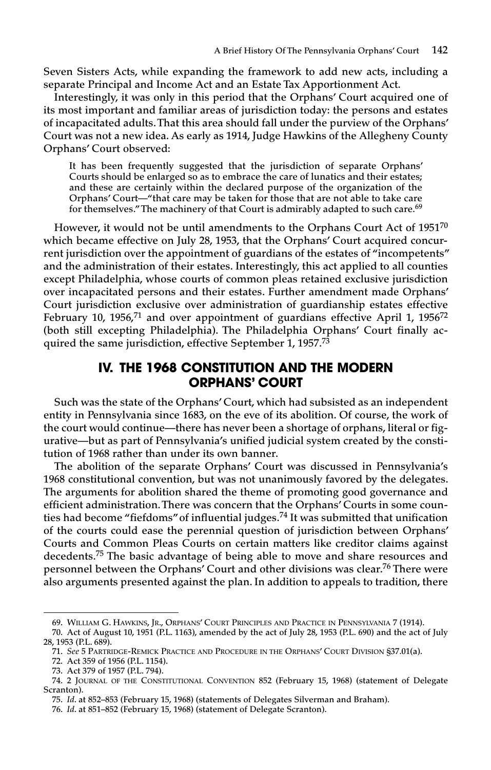Seven Sisters Acts, while expanding the framework to add new acts, including a separate Principal and Income Act and an Estate Tax Apportionment Act.

Interestingly, it was only in this period that the Orphans' Court acquired one of its most important and familiar areas of jurisdiction today: the persons and estates of incapacitated adults. That this area should fall under the purview of the Orphans' Court was not a new idea. As early as 1914, Judge Hawkins of the Allegheny County Orphans' Court observed:

> It has been frequently suggested that the jurisdiction of separate Orphans' Courts should be enlarged so as to embrace the care of lunatics and their estates; and these are certainly within the declared purpose of the organization of the Orphans' Court—"that care may be taken for those that are not able to take care for themselves." The machinery of that Court is admirably adapted to such care.[69]

However, it would not be until amendments to the Orphans Court Act of 1951[70] which became effective on July 28, 1953, that the Orphans' Court acquired concurrent jurisdiction over the appointment of guardians of the estates of "incompetents" and the administration of their estates. Interestingly, this act applied to all counties except Philadelphia, whose courts of common pleas retained exclusive jurisdiction over incapacitated persons and their estates. Further amendment made Orphans' Court jurisdiction exclusive over administration of guardianship estates effective February 10, 1956,[71] and over appointment of guardians effective April 1, 1956[72] (both still excepting Philadelphia). The Philadelphia Orphans' Court finally acquired the same jurisdiction, effective September 1, 1957.[73]

## IV. THE 1968 CONSTITUTION AND THE MODERN ORPHANS' COURT

Such was the state of the Orphans' Court, which had subsisted as an independent entity in Pennsylvania since 1683, on the eve of its abolition. Of course, the work of the court would continue—there has never been a shortage of orphans, literal or figurative—but as part of Pennsylvania's unified judicial system created by the constitution of 1968 rather than under its own banner.

The abolition of the separate Orphans' Court was discussed in Pennsylvania's 1968 constitutional convention, but was not unanimously favored by the delegates. The arguments for abolition shared the theme of promoting good governance and efficient administration. There was concern that the Orphans' Courts in some counties had become "fiefdoms" of influential judges.[74] It was submitted that unification of the courts could ease the perennial question of jurisdiction between Orphans' Courts and Common Pleas Courts on certain matters like creditor claims against decedents.[75] The basic advantage of being able to move and share resources and personnel between the Orphans' Court and other divisions was clear.[76] There were also arguments presented against the plan. In addition to appeals to tradition, there

---

69. William G. Hawkins, Jr., Orphans' Court Principles and Practice in Pennsylvania 7 (1914).

70. Act of August 10, 1951 (P.L. 1163), amended by the act of July 28, 1953 (P.L. 690) and the act of July 28, 1953 (P.L. 689).

71. *See* 5 Partridge-Remick Practice and Procedure in the Orphans' Court Division §37.01(a).

72. Act 359 of 1956 (P.L. 1154).

73. Act 379 of 1957 (P.L. 794).

74. 2 Journal of the Constitutional Convention 852 (February 15, 1968) (statement of Delegate Scranton).

75. *Id*. at 852–853 (February 15, 1968) (statements of Delegates Silverman and Braham).

76. *Id*. at 851–852 (February 15, 1968) (statement of Delegate Scranton).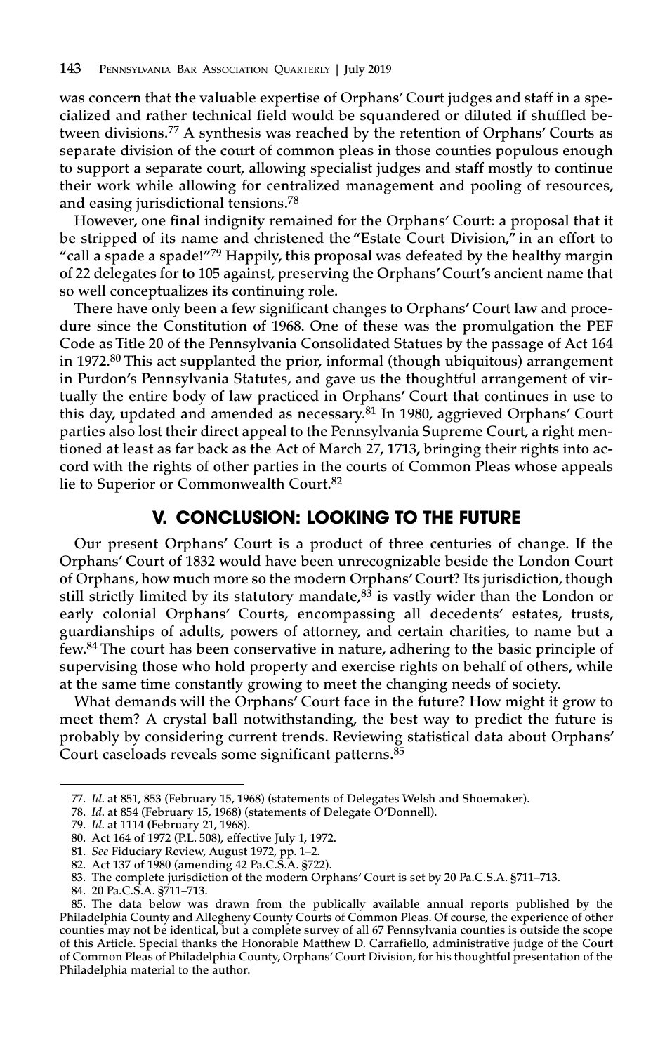was concern that the valuable expertise of Orphans' Court judges and staff in a specialized and rather technical field would be squandered or diluted if shuffled between divisions.[77] A synthesis was reached by the retention of Orphans' Courts as separate division of the court of common pleas in those counties populous enough to support a separate court, allowing specialist judges and staff mostly to continue their work while allowing for centralized management and pooling of resources, and easing jurisdictional tensions.[78]

However, one final indignity remained for the Orphans' Court: a proposal that it be stripped of its name and christened the "Estate Court Division," in an effort to "call a spade a spade!"[79] Happily, this proposal was defeated by the healthy margin of 22 delegates for to 105 against, preserving the Orphans' Court's ancient name that so well conceptualizes its continuing role.

There have only been a few significant changes to Orphans' Court law and procedure since the Constitution of 1968. One of these was the promulgation the PEF Code as Title 20 of the Pennsylvania Consolidated Statues by the passage of Act 164 in 1972.[80] This act supplanted the prior, informal (though ubiquitous) arrangement in Purdon's Pennsylvania Statutes, and gave us the thoughtful arrangement of virtually the entire body of law practiced in Orphans' Court that continues in use to this day, updated and amended as necessary.[81] In 1980, aggrieved Orphans' Court parties also lost their direct appeal to the Pennsylvania Supreme Court, a right mentioned at least as far back as the Act of March 27, 1713, bringing their rights into accord with the rights of other parties in the courts of Common Pleas whose appeals lie to Superior or Commonwealth Court.[82]

## V. CONCLUSION: LOOKING TO THE FUTURE

Our present Orphans' Court is a product of three centuries of change. If the Orphans' Court of 1832 would have been unrecognizable beside the London Court of Orphans, how much more so the modern Orphans' Court? Its jurisdiction, though still strictly limited by its statutory mandate,[83] is vastly wider than the London or early colonial Orphans' Courts, encompassing all decedents' estates, trusts, guardianships of adults, powers of attorney, and certain charities, to name but a few.[84] The court has been conservative in nature, adhering to the basic principle of supervising those who hold property and exercise rights on behalf of others, while at the same time constantly growing to meet the changing needs of society.

What demands will the Orphans' Court face in the future? How might it grow to meet them? A crystal ball notwithstanding, the best way to predict the future is probably by considering current trends. Reviewing statistical data about Orphans' Court caseloads reveals some significant patterns.[85]

---

77. *Id*. at 851, 853 (February 15, 1968) (statements of Delegates Welsh and Shoemaker).
78. *Id*. at 854 (February 15, 1968) (statements of Delegate O'Donnell).
79. *Id*. at 1114 (February 21, 1968).
80. Act 164 of 1972 (P.L. 508), effective July 1, 1972.
81. *See* Fiduciary Review, August 1972, pp. 1–2.
82. Act 137 of 1980 (amending 42 Pa.C.S.A. §722).
83. The complete jurisdiction of the modern Orphans' Court is set by 20 Pa.C.S.A. §711–713.
84. 20 Pa.C.S.A. §711–713.
85. The data below was drawn from the publically available annual reports published by the Philadelphia County and Allegheny County Courts of Common Pleas. Of course, the experience of other counties may not be identical, but a complete survey of all 67 Pennsylvania counties is outside the scope of this Article. Special thanks the Honorable Matthew D. Carrafiello, administrative judge of the Court of Common Pleas of Philadelphia County, Orphans' Court Division, for his thoughtful presentation of the Philadelphia material to the author.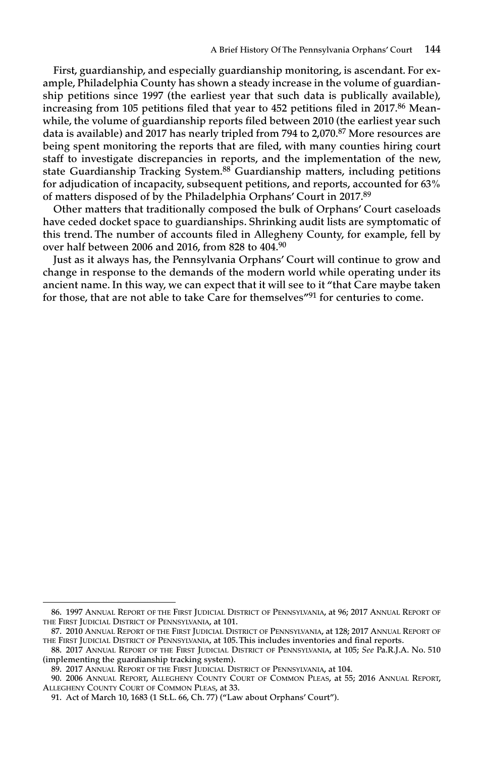First, guardianship, and especially guardianship monitoring, is ascendant. For example, Philadelphia County has shown a steady increase in the volume of guardianship petitions since 1997 (the earliest year that such data is publically available), increasing from 105 petitions filed that year to 452 petitions filed in 2017.[86] Meanwhile, the volume of guardianship reports filed between 2010 (the earliest year such data is available) and 2017 has nearly tripled from 794 to 2,070.[87] More resources are being spent monitoring the reports that are filed, with many counties hiring court staff to investigate discrepancies in reports, and the implementation of the new, state Guardianship Tracking System.[88] Guardianship matters, including petitions for adjudication of incapacity, subsequent petitions, and reports, accounted for 63% of matters disposed of by the Philadelphia Orphans' Court in 2017.[89]

Other matters that traditionally composed the bulk of Orphans' Court caseloads have ceded docket space to guardianships. Shrinking audit lists are symptomatic of this trend. The number of accounts filed in Allegheny County, for example, fell by over half between 2006 and 2016, from 828 to 404.[90]

Just as it always has, the Pennsylvania Orphans' Court will continue to grow and change in response to the demands of the modern world while operating under its ancient name. In this way, we can expect that it will see to it "that Care maybe taken for those, that are not able to take Care for themselves"[91] for centuries to come.

---

86. 1997 Annual Report of the First Judicial District of Pennsylvania, at 96; 2017 Annual Report of the First Judicial District of Pennsylvania, at 101.

87. 2010 Annual Report of the First Judicial District of Pennsylvania, at 128; 2017 Annual Report of the First Judicial District of Pennsylvania, at 105. This includes inventories and final reports.

88. 2017 Annual Report of the First Judicial District of Pennsylvania, at 105; *See* Pa.R.J.A. No. 510 (implementing the guardianship tracking system).

89. 2017 Annual Report of the First Judicial District of Pennsylvania, at 104.

90. 2006 Annual Report, Allegheny County Court of Common Pleas, at 55; 2016 Annual Report, Allegheny County Court of Common Pleas, at 33.

91. Act of March 10, 1683 (1 St.L. 66, Ch. 77) ("Law about Orphans' Court").